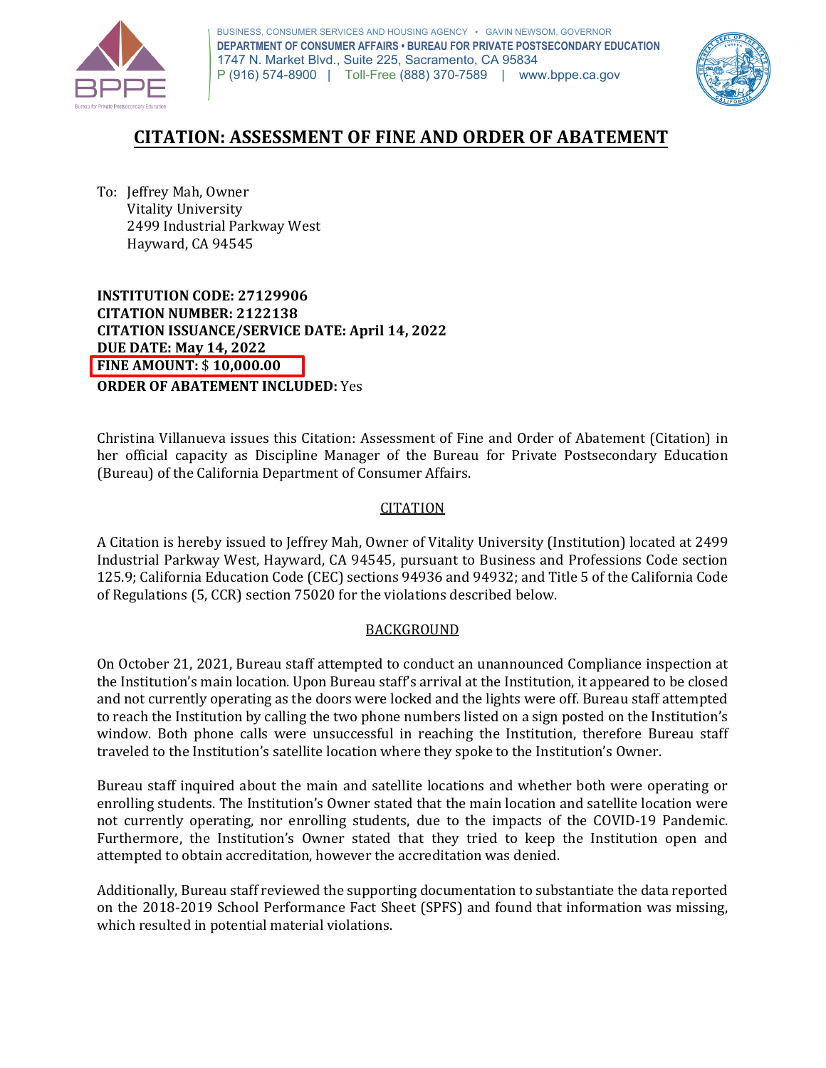BUSINESS, CONSUMER SERVICES AND HOUSING AGENCY • GAVIN NEWSOM, GOVERNOR
**DEPARTMENT OF CONSUMER AFFAIRS • BUREAU FOR PRIVATE POSTSECONDARY EDUCATION**
1747 N. Market Blvd., Suite 225, Sacramento, CA 95834
P (916) 574-8900 | Toll-Free (888) 370-7589 | www.bppe.ca.gov

# CITATION: ASSESSMENT OF FINE AND ORDER OF ABATEMENT

To: Jeffrey Mah, Owner
Vitality University
2499 Industrial Parkway West
Hayward, CA 94545

**INSTITUTION CODE: 27129906**
**CITATION NUMBER: 2122138**
**CITATION ISSUANCE/SERVICE DATE: April 14, 2022**
**DUE DATE: May 14, 2022**
**FINE AMOUNT:** $ **10,000.00**
**ORDER OF ABATEMENT INCLUDED:** Yes

Christina Villanueva issues this Citation: Assessment of Fine and Order of Abatement (Citation) in her official capacity as Discipline Manager of the Bureau for Private Postsecondary Education (Bureau) of the California Department of Consumer Affairs.

## CITATION

A Citation is hereby issued to Jeffrey Mah, Owner of Vitality University (Institution) located at 2499 Industrial Parkway West, Hayward, CA 94545, pursuant to Business and Professions Code section 125.9; California Education Code (CEC) sections 94936 and 94932; and Title 5 of the California Code of Regulations (5, CCR) section 75020 for the violations described below.

## BACKGROUND

On October 21, 2021, Bureau staff attempted to conduct an unannounced Compliance inspection at the Institution's main location. Upon Bureau staff's arrival at the Institution, it appeared to be closed and not currently operating as the doors were locked and the lights were off. Bureau staff attempted to reach the Institution by calling the two phone numbers listed on a sign posted on the Institution's window. Both phone calls were unsuccessful in reaching the Institution, therefore Bureau staff traveled to the Institution's satellite location where they spoke to the Institution's Owner.

Bureau staff inquired about the main and satellite locations and whether both were operating or enrolling students. The Institution's Owner stated that the main location and satellite location were not currently operating, nor enrolling students, due to the impacts of the COVID-19 Pandemic. Furthermore, the Institution's Owner stated that they tried to keep the Institution open and attempted to obtain accreditation, however the accreditation was denied.

Additionally, Bureau staff reviewed the supporting documentation to substantiate the data reported on the 2018-2019 School Performance Fact Sheet (SPFS) and found that information was missing, which resulted in potential material violations.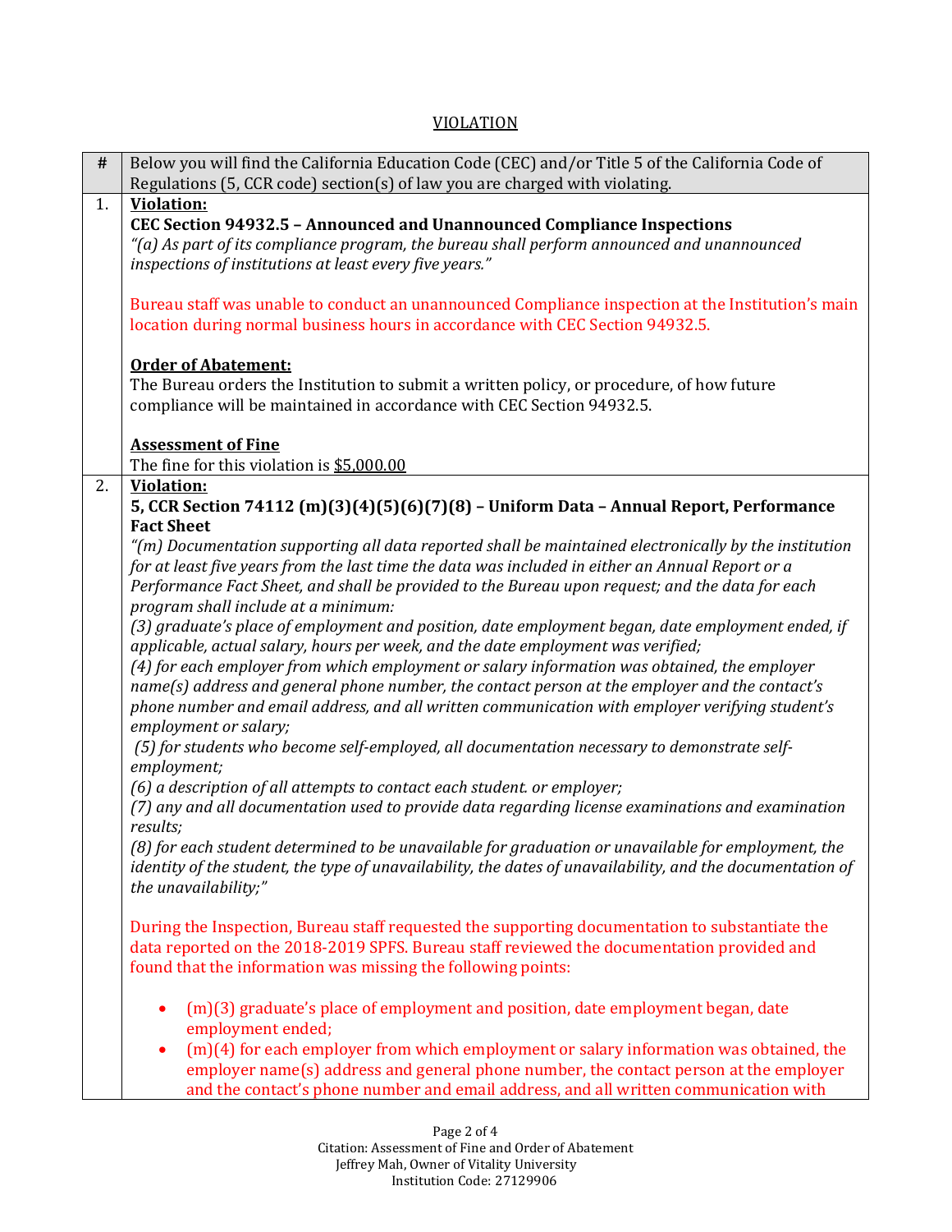## VIOLATION

| # | Below you will find the California Education Code (CEC) and/or Title 5 of the California Code of Regulations (5, CCR code) section(s) of law you are charged with violating. |
|---|---|
| 1. | **Violation:**<br>**CEC Section 94932.5 – Announced and Unannounced Compliance Inspections**<br>*"(a) As part of its compliance program, the bureau shall perform announced and unannounced inspections of institutions at least every five years."*<br><br>Bureau staff was unable to conduct an unannounced Compliance inspection at the Institution's main location during normal business hours in accordance with CEC Section 94932.5.<br><br>**Order of Abatement:**<br>The Bureau orders the Institution to submit a written policy, or procedure, of how future compliance will be maintained in accordance with CEC Section 94932.5.<br><br>**Assessment of Fine**<br>The fine for this violation is $5,000.00 |
| 2. | **Violation:**<br>**5, CCR Section 74112 (m)(3)(4)(5)(6)(7)(8) – Uniform Data – Annual Report, Performance Fact Sheet**<br>*"(m) Documentation supporting all data reported shall be maintained electronically by the institution for at least five years from the last time the data was included in either an Annual Report or a Performance Fact Sheet, and shall be provided to the Bureau upon request; and the data for each program shall include at a minimum:*<br>*(3) graduate's place of employment and position, date employment began, date employment ended, if applicable, actual salary, hours per week, and the date employment was verified;*<br>*(4) for each employer from which employment or salary information was obtained, the employer name(s) address and general phone number, the contact person at the employer and the contact's phone number and email address, and all written communication with employer verifying student's employment or salary;*<br>*(5) for students who become self-employed, all documentation necessary to demonstrate self-employment;*<br>*(6) a description of all attempts to contact each student. or employer;*<br>*(7) any and all documentation used to provide data regarding license examinations and examination results;*<br>*(8) for each student determined to be unavailable for graduation or unavailable for employment, the identity of the student, the type of unavailability, the dates of unavailability, and the documentation of the unavailability;"*<br><br>During the Inspection, Bureau staff requested the supporting documentation to substantiate the data reported on the 2018-2019 SPFS. Bureau staff reviewed the documentation provided and found that the information was missing the following points:<br><br>• (m)(3) graduate's place of employment and position, date employment began, date employment ended;<br>• (m)(4) for each employer from which employment or salary information was obtained, the employer name(s) address and general phone number, the contact person at the employer and the contact's phone number and email address, and all written communication with |

Citation: Assessment of Fine and Order of Abatement
Jeffrey Mah, Owner of Vitality University
Institution Code: 27129906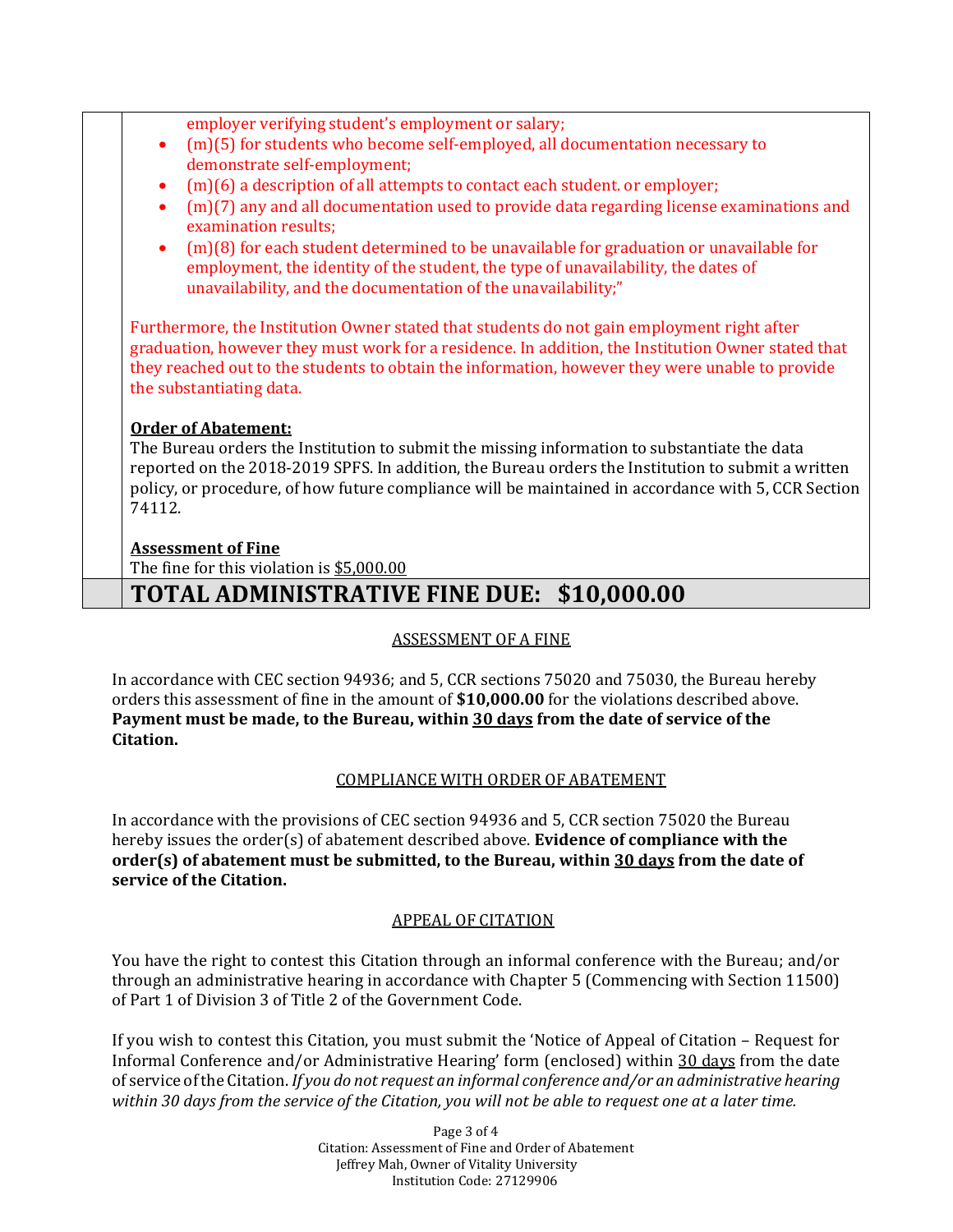employer verifying student's employment or salary;

- (m)(5) for students who become self-employed, all documentation necessary to demonstrate self-employment;
- (m)(6) a description of all attempts to contact each student. or employer;
- (m)(7) any and all documentation used to provide data regarding license examinations and examination results;
- (m)(8) for each student determined to be unavailable for graduation or unavailable for employment, the identity of the student, the type of unavailability, the dates of unavailability, and the documentation of the unavailability;"

Furthermore, the Institution Owner stated that students do not gain employment right after graduation, however they must work for a residence. In addition, the Institution Owner stated that they reached out to the students to obtain the information, however they were unable to provide the substantiating data.

**Order of Abatement:**

The Bureau orders the Institution to submit the missing information to substantiate the data reported on the 2018-2019 SPFS. In addition, the Bureau orders the Institution to submit a written policy, or procedure, of how future compliance will be maintained in accordance with 5, CCR Section 74112.

**Assessment of Fine**

The fine for this violation is $5,000.00

## TOTAL ADMINISTRATIVE FINE DUE: $10,000.00

### ASSESSMENT OF A FINE

In accordance with CEC section 94936; and 5, CCR sections 75020 and 75030, the Bureau hereby orders this assessment of fine in the amount of **$10,000.00** for the violations described above. **Payment must be made, to the Bureau, within 30 days from the date of service of the Citation.**

### COMPLIANCE WITH ORDER OF ABATEMENT

In accordance with the provisions of CEC section 94936 and 5, CCR section 75020 the Bureau hereby issues the order(s) of abatement described above. **Evidence of compliance with the order(s) of abatement must be submitted, to the Bureau, within 30 days from the date of service of the Citation.**

### APPEAL OF CITATION

You have the right to contest this Citation through an informal conference with the Bureau; and/or through an administrative hearing in accordance with Chapter 5 (Commencing with Section 11500) of Part 1 of Division 3 of Title 2 of the Government Code.

If you wish to contest this Citation, you must submit the 'Notice of Appeal of Citation – Request for Informal Conference and/or Administrative Hearing' form (enclosed) within 30 days from the date of service of the Citation. *If you do not request an informal conference and/or an administrative hearing within 30 days from the service of the Citation, you will not be able to request one at a later time.*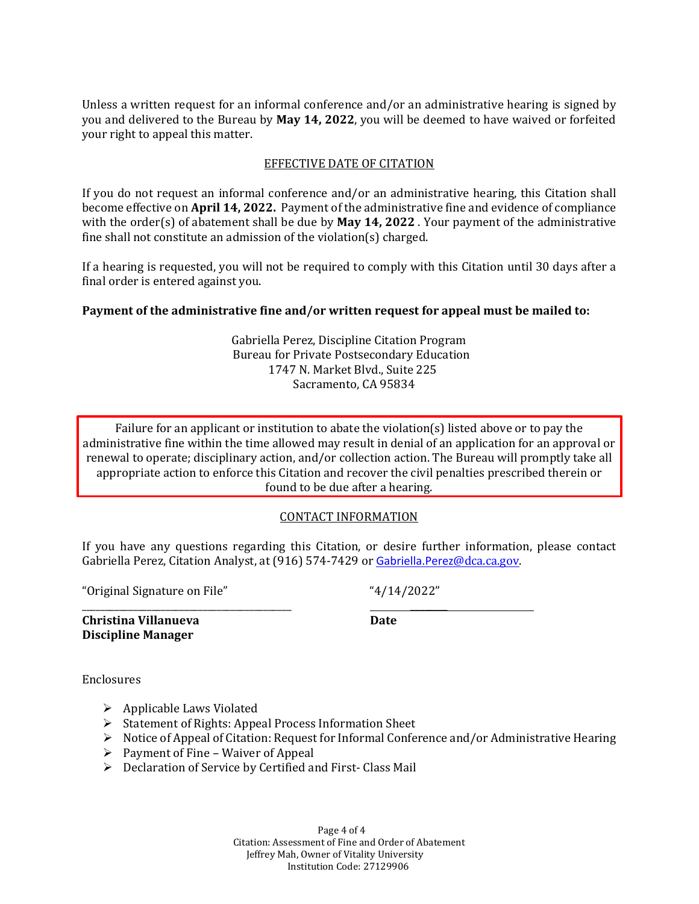Unless a written request for an informal conference and/or an administrative hearing is signed by you and delivered to the Bureau by **May 14, 2022**, you will be deemed to have waived or forfeited your right to appeal this matter.

## EFFECTIVE DATE OF CITATION

If you do not request an informal conference and/or an administrative hearing, this Citation shall become effective on **April 14, 2022.** Payment of the administrative fine and evidence of compliance with the order(s) of abatement shall be due by **May 14, 2022** . Your payment of the administrative fine shall not constitute an admission of the violation(s) charged.

If a hearing is requested, you will not be required to comply with this Citation until 30 days after a final order is entered against you.

**Payment of the administrative fine and/or written request for appeal must be mailed to:**

Gabriella Perez, Discipline Citation Program
Bureau for Private Postsecondary Education
1747 N. Market Blvd., Suite 225
Sacramento, CA 95834

Failure for an applicant or institution to abate the violation(s) listed above or to pay the administrative fine within the time allowed may result in denial of an application for an approval or renewal to operate; disciplinary action, and/or collection action. The Bureau will promptly take all appropriate action to enforce this Citation and recover the civil penalties prescribed therein or found to be due after a hearing.

## CONTACT INFORMATION

If you have any questions regarding this Citation, or desire further information, please contact Gabriella Perez, Citation Analyst, at (916) 574-7429 or Gabriella.Perez@dca.ca.gov.

"Original Signature on File" "4/14/2022"

**Christina Villanueva**
**Discipline Manager**

**Date**

Enclosures

- Applicable Laws Violated
- Statement of Rights: Appeal Process Information Sheet
- Notice of Appeal of Citation: Request for Informal Conference and/or Administrative Hearing
- Payment of Fine – Waiver of Appeal
- Declaration of Service by Certified and First- Class Mail